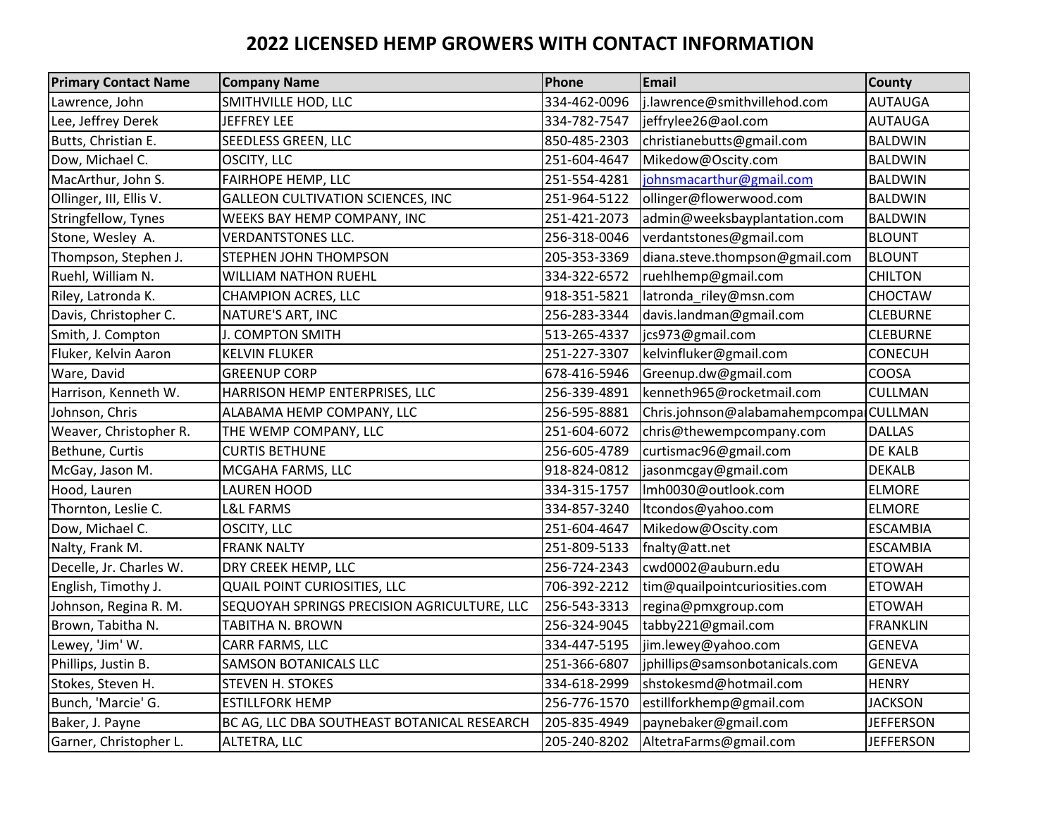# 2022 LICENSED HEMP GROWERS WITH CONTACT INFORMATION

| Primary Contact Name | Company Name | Phone | Email | County |
|---|---|---|---|---|
| Lawrence, John | SMITHVILLE HOD, LLC | 334-462-0096 | j.lawrence@smithvillehod.com | AUTAUGA |
| Lee, Jeffrey Derek | JEFFREY LEE | 334-782-7547 | jeffrylee26@aol.com | AUTAUGA |
| Butts, Christian E. | SEEDLESS GREEN, LLC | 850-485-2303 | christianebutts@gmail.com | BALDWIN |
| Dow, Michael C. | OSCITY, LLC | 251-604-4647 | Mikedow@Oscity.com | BALDWIN |
| MacArthur, John S. | FAIRHOPE HEMP, LLC | 251-554-4281 | johnsmacarthur@gmail.com | BALDWIN |
| Ollinger, III, Ellis V. | GALLEON CULTIVATION SCIENCES, INC | 251-964-5122 | ollinger@flowerwood.com | BALDWIN |
| Stringfellow, Tynes | WEEKS BAY HEMP COMPANY, INC | 251-421-2073 | admin@weeksbayplantation.com | BALDWIN |
| Stone, Wesley A. | VERDANTSTONES LLC. | 256-318-0046 | verdantstones@gmail.com | BLOUNT |
| Thompson, Stephen J. | STEPHEN JOHN THOMPSON | 205-353-3369 | diana.steve.thompson@gmail.com | BLOUNT |
| Ruehl, William N. | WILLIAM NATHON RUEHL | 334-322-6572 | ruehlhemp@gmail.com | CHILTON |
| Riley, Latronda K. | CHAMPION ACRES, LLC | 918-351-5821 | latronda_riley@msn.com | CHOCTAW |
| Davis, Christopher C. | NATURE'S ART, INC | 256-283-3344 | davis.landman@gmail.com | CLEBURNE |
| Smith, J. Compton | J. COMPTON SMITH | 513-265-4337 | jcs973@gmail.com | CLEBURNE |
| Fluker, Kelvin Aaron | KELVIN FLUKER | 251-227-3307 | kelvinfluker@gmail.com | CONECUH |
| Ware, David | GREENUP CORP | 678-416-5946 | Greenup.dw@gmail.com | COOSA |
| Harrison, Kenneth W. | HARRISON HEMP ENTERPRISES, LLC | 256-339-4891 | kenneth965@rocketmail.com | CULLMAN |
| Johnson, Chris | ALABAMA HEMP COMPANY, LLC | 256-595-8881 | Chris.johnson@alabamahempcompa | CULLMAN |
| Weaver, Christopher R. | THE WEMP COMPANY, LLC | 251-604-6072 | chris@thewempcompany.com | DALLAS |
| Bethune, Curtis | CURTIS BETHUNE | 256-605-4789 | curtismac96@gmail.com | DE KALB |
| McGay, Jason M. | MCGAHA FARMS, LLC | 918-824-0812 | jasonmcgay@gmail.com | DEKALB |
| Hood, Lauren | LAUREN HOOD | 334-315-1757 | lmh0030@outlook.com | ELMORE |
| Thornton, Leslie C. | L&L FARMS | 334-857-3240 | ltcondos@yahoo.com | ELMORE |
| Dow, Michael C. | OSCITY, LLC | 251-604-4647 | Mikedow@Oscity.com | ESCAMBIA |
| Nalty, Frank M. | FRANK NALTY | 251-809-5133 | fnalty@att.net | ESCAMBIA |
| Decelle, Jr. Charles W. | DRY CREEK HEMP, LLC | 256-724-2343 | cwd0002@auburn.edu | ETOWAH |
| English, Timothy J. | QUAIL POINT CURIOSITIES, LLC | 706-392-2212 | tim@quailpointcuriosities.com | ETOWAH |
| Johnson, Regina R. M. | SEQUOYAH SPRINGS PRECISION AGRICULTURE, LLC | 256-543-3313 | regina@pmxgroup.com | ETOWAH |
| Brown, Tabitha N. | TABITHA N. BROWN | 256-324-9045 | tabby221@gmail.com | FRANKLIN |
| Lewey, 'Jim' W. | CARR FARMS, LLC | 334-447-5195 | jim.lewey@yahoo.com | GENEVA |
| Phillips, Justin B. | SAMSON BOTANICALS LLC | 251-366-6807 | jphillips@samsonbotanicals.com | GENEVA |
| Stokes, Steven H. | STEVEN H. STOKES | 334-618-2999 | shstokesmd@hotmail.com | HENRY |
| Bunch, 'Marcie' G. | ESTILLFORK HEMP | 256-776-1570 | estillforkhemp@gmail.com | JACKSON |
| Baker, J. Payne | BC AG, LLC DBA SOUTHEAST BOTANICAL RESEARCH | 205-835-4949 | paynebaker@gmail.com | JEFFERSON |
| Garner, Christopher L. | ALTETRA, LLC | 205-240-8202 | AltetraFarms@gmail.com | JEFFERSON |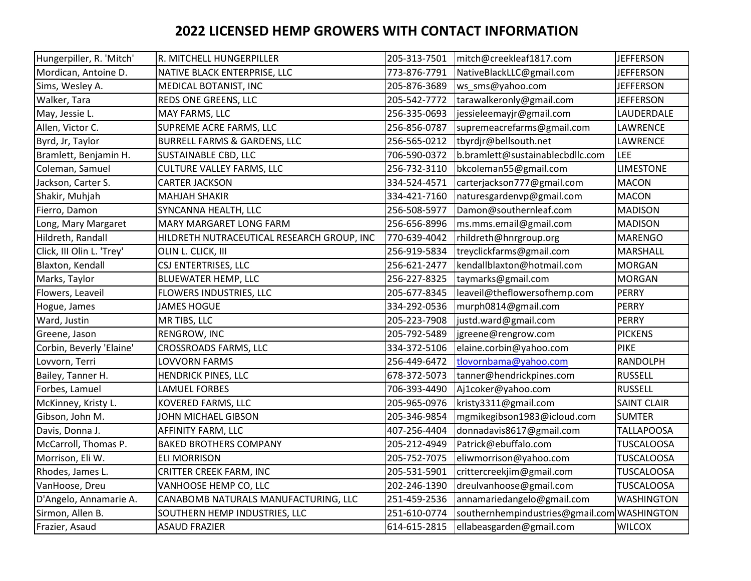# 2022 LICENSED HEMP GROWERS WITH CONTACT INFORMATION

| | | | | |
|---|---|---|---|---|
| Hungerpiller, R. 'Mitch' | R. MITCHELL HUNGERPILLER | 205-313-7501 | mitch@creekleaf1817.com | JEFFERSON |
| Mordican, Antoine D. | NATIVE BLACK ENTERPRISE, LLC | 773-876-7791 | NativeBlackLLC@gmail.com | JEFFERSON |
| Sims, Wesley A. | MEDICAL BOTANIST, INC | 205-876-3689 | ws_sms@yahoo.com | JEFFERSON |
| Walker, Tara | REDS ONE GREENS, LLC | 205-542-7772 | tarawalkeronly@gmail.com | JEFFERSON |
| May, Jessie L. | MAY FARMS, LLC | 256-335-0693 | jessieleemayjr@gmail.com | LAUDERDALE |
| Allen, Victor C. | SUPREME ACRE FARMS, LLC | 256-856-0787 | supremeacrefarms@gmail.com | LAWRENCE |
| Byrd, Jr, Taylor | BURRELL FARMS & GARDENS, LLC | 256-565-0212 | tbyrdjr@bellsouth.net | LAWRENCE |
| Bramlett, Benjamin H. | SUSTAINABLE CBD, LLC | 706-590-0372 | b.bramlett@sustainablecbdllc.com | LEE |
| Coleman, Samuel | CULTURE VALLEY FARMS, LLC | 256-732-3110 | bkcoleman55@gmail.com | LIMESTONE |
| Jackson, Carter S. | CARTER JACKSON | 334-524-4571 | carterjackson777@gmail.com | MACON |
| Shakir, Muhjah | MAHJAH SHAKIR | 334-421-7160 | naturesgardenvp@gmail.com | MACON |
| Fierro, Damon | SYNCANNA HEALTH, LLC | 256-508-5977 | Damon@southernleaf.com | MADISON |
| Long, Mary Margaret | MARY MARGARET LONG FARM | 256-656-8996 | ms.mms.email@gmail.com | MADISON |
| Hildreth, Randall | HILDRETH NUTRACEUTICAL RESEARCH GROUP, INC | 770-639-4042 | rhildreth@hnrgroup.org | MARENGO |
| Click, III Olin L. 'Trey' | OLIN L. CLICK, III | 256-919-5834 | treyclickfarms@gmail.com | MARSHALL |
| Blaxton, Kendall | CSJ ENTERTRISES, LLC | 256-621-2477 | kendallblaxton@hotmail.com | MORGAN |
| Marks, Taylor | BLUEWATER HEMP, LLC | 256-227-8325 | taymarks@gmail.com | MORGAN |
| Flowers, Leaveil | FLOWERS INDUSTRIES, LLC | 205-677-8345 | leaveil@theflowersofhemp.com | PERRY |
| Hogue, James | JAMES HOGUE | 334-292-0536 | murph0814@gmail.com | PERRY |
| Ward, Justin | MR TIBS, LLC | 205-223-7908 | justd.ward@gmail.com | PERRY |
| Greene, Jason | RENGROW, INC | 205-792-5489 | jgreene@rengrow.com | PICKENS |
| Corbin, Beverly 'Elaine' | CROSSROADS FARMS, LLC | 334-372-5106 | elaine.corbin@yahoo.com | PIKE |
| Lovvorn, Terri | LOVVORN FARMS | 256-449-6472 | tlovornbama@yahoo.com | RANDOLPH |
| Bailey, Tanner H. | HENDRICK PINES, LLC | 678-372-5073 | tanner@hendrickpines.com | RUSSELL |
| Forbes, Lamuel | LAMUEL FORBES | 706-393-4490 | Aj1coker@yahoo.com | RUSSELL |
| McKinney, Kristy L. | KOVERED FARMS, LLC | 205-965-0976 | kristy3311@gmail.com | SAINT CLAIR |
| Gibson, John M. | JOHN MICHAEL GIBSON | 205-346-9854 | mgmikegibson1983@icloud.com | SUMTER |
| Davis, Donna J. | AFFINITY FARM, LLC | 407-256-4404 | donnadavis8617@gmail.com | TALLAPOOSA |
| McCarroll, Thomas P. | BAKED BROTHERS COMPANY | 205-212-4949 | Patrick@ebuffalo.com | TUSCALOOSA |
| Morrison, Eli W. | ELI MORRISON | 205-752-7075 | eliwmorrison@yahoo.com | TUSCALOOSA |
| Rhodes, James L. | CRITTER CREEK FARM, INC | 205-531-5901 | crittercreekjim@gmail.com | TUSCALOOSA |
| VanHoose, Dreu | VANHOOSE HEMP CO, LLC | 202-246-1390 | dreulvanhoose@gmail.com | TUSCALOOSA |
| D'Angelo, Annamarie A. | CANABOMB NATURALS MANUFACTURING, LLC | 251-459-2536 | annamariedangelo@gmail.com | WASHINGTON |
| Sirmon, Allen B. | SOUTHERN HEMP INDUSTRIES, LLC | 251-610-0774 | southernhempindustries@gmail.com | WASHINGTON |
| Frazier, Asaud | ASAUD FRAZIER | 614-615-2815 | ellabeasgarden@gmail.com | WILCOX |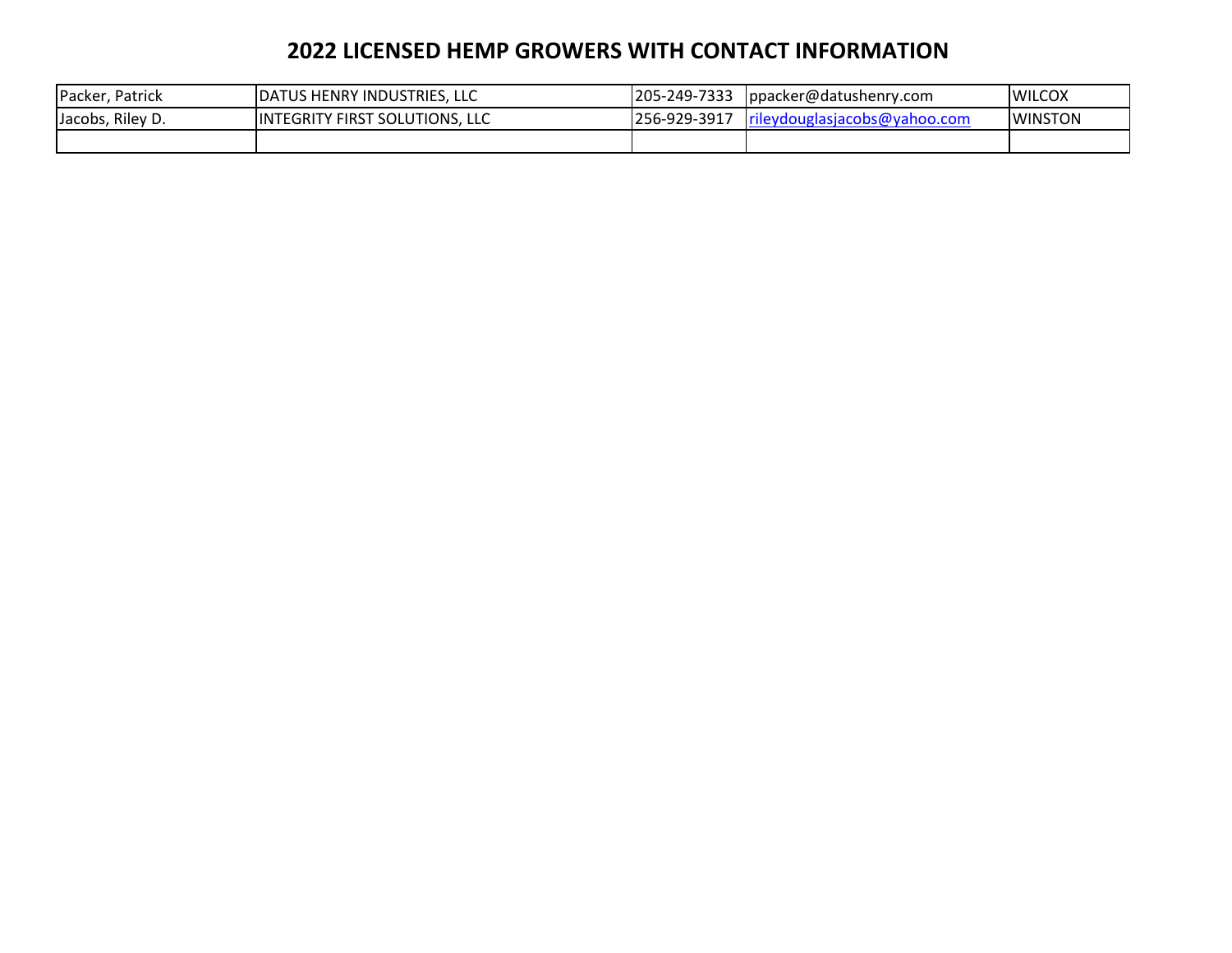# 2022 LICENSED HEMP GROWERS WITH CONTACT INFORMATION

| | | | | |
|---|---|---|---|---|
| Packer, Patrick | DATUS HENRY INDUSTRIES, LLC | 205-249-7333 | ppacker@datushenry.com | WILCOX |
| Jacobs, Riley D. | INTEGRITY FIRST SOLUTIONS, LLC | 256-929-3917 | rileydouglasjacobs@yahoo.com | WINSTON |
| | | | | |